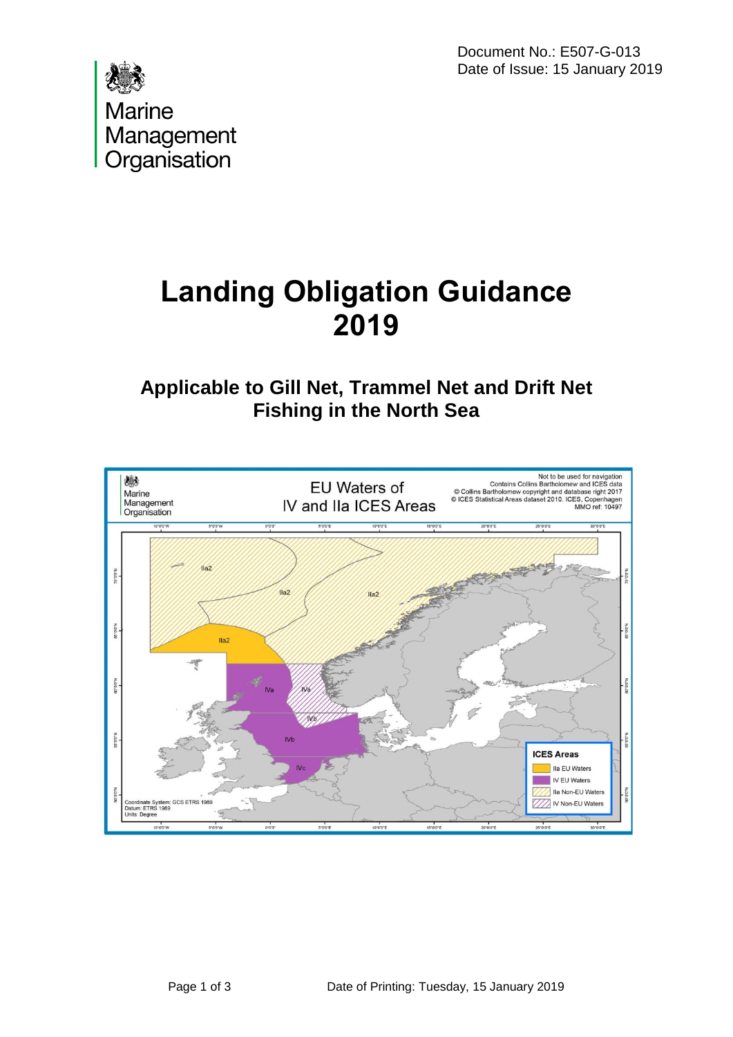Document No.: E507-G-013
Date of Issue: 15 January 2019

Marine Management Organisation

# Landing Obligation Guidance 2019

## Applicable to Gill Net, Trammel Net and Drift Net Fishing in the North Sea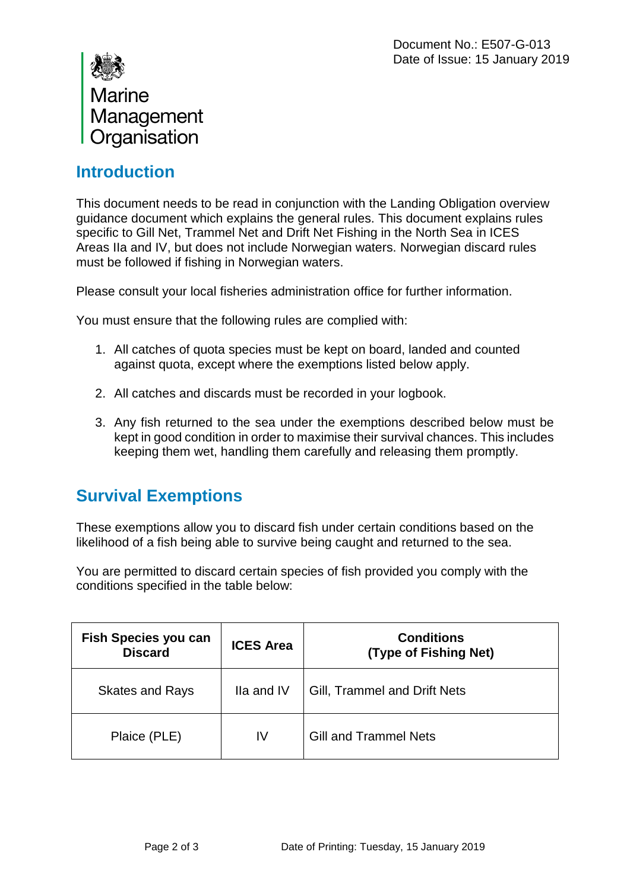Document No.: E507-G-013
Date of Issue: 15 January 2019

Marine Management Organisation

## Introduction

This document needs to be read in conjunction with the Landing Obligation overview guidance document which explains the general rules. This document explains rules specific to Gill Net, Trammel Net and Drift Net Fishing in the North Sea in ICES Areas IIa and IV, but does not include Norwegian waters. Norwegian discard rules must be followed if fishing in Norwegian waters.

Please consult your local fisheries administration office for further information.

You must ensure that the following rules are complied with:

1. All catches of quota species must be kept on board, landed and counted against quota, except where the exemptions listed below apply.
2. All catches and discards must be recorded in your logbook.
3. Any fish returned to the sea under the exemptions described below must be kept in good condition in order to maximise their survival chances. This includes keeping them wet, handling them carefully and releasing them promptly.

## Survival Exemptions

These exemptions allow you to discard fish under certain conditions based on the likelihood of a fish being able to survive being caught and returned to the sea.

You are permitted to discard certain species of fish provided you comply with the conditions specified in the table below:

| Fish Species you can Discard | ICES Area | Conditions (Type of Fishing Net) |
|---|---|---|
| Skates and Rays | IIa and IV | Gill, Trammel and Drift Nets |
| Plaice (PLE) | IV | Gill and Trammel Nets |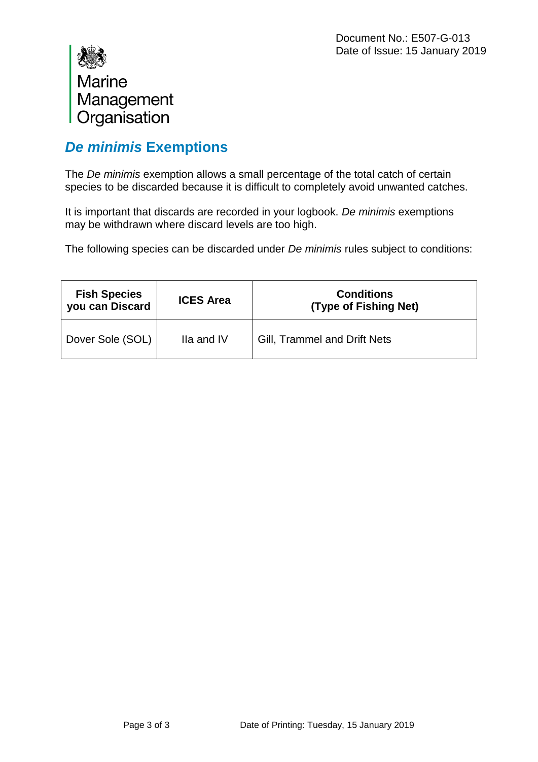Document No.: E507-G-013
Date of Issue: 15 January 2019

Marine Management Organisation

## *De minimis* Exemptions

The *De minimis* exemption allows a small percentage of the total catch of certain species to be discarded because it is difficult to completely avoid unwanted catches.

It is important that discards are recorded in your logbook. *De minimis* exemptions may be withdrawn where discard levels are too high.

The following species can be discarded under *De minimis* rules subject to conditions:

| Fish Species you can Discard | ICES Area | Conditions (Type of Fishing Net) |
|---|---|---|
| Dover Sole (SOL) | IIa and IV | Gill, Trammel and Drift Nets |